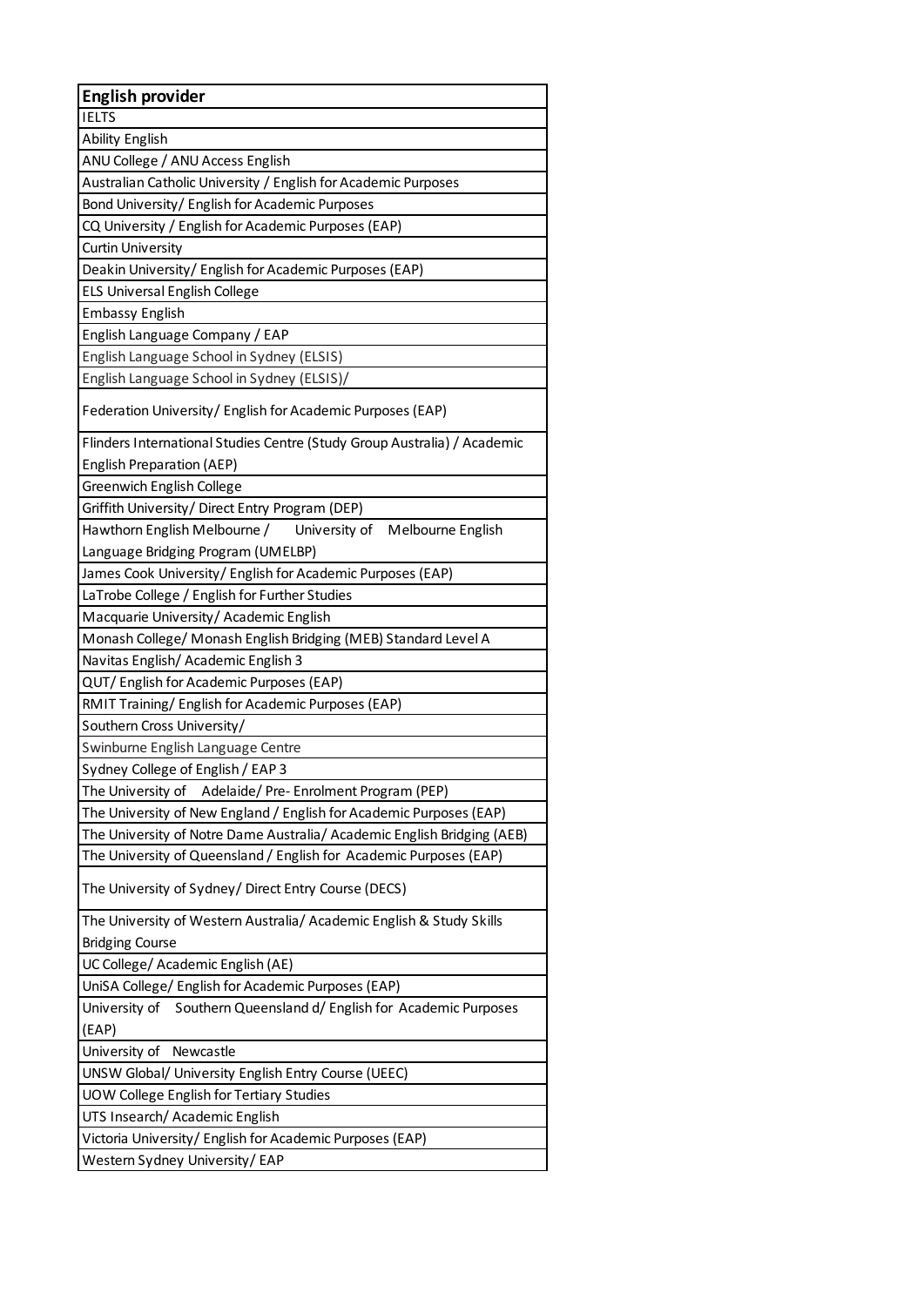| English provider |
| --- |
| IELTS |
| Ability English |
| ANU College / ANU Access English |
| Australian Catholic University / English for Academic Purposes |
| Bond University/ English for Academic Purposes |
| CQ University / English for Academic Purposes (EAP) |
| Curtin University |
| Deakin University/ English for Academic Purposes (EAP) |
| ELS Universal English College |
| Embassy English |
| English Language Company / EAP |
| English Language School in Sydney (ELSIS) |
| English Language School in Sydney (ELSIS)/ |
| Federation University/ English for Academic Purposes (EAP) |
| Flinders International Studies Centre (Study Group Australia) / Academic English Preparation (AEP) |
| Greenwich English College |
| Griffith University/ Direct Entry Program (DEP) |
| Hawthorn English Melbourne / University of Melbourne English Language Bridging Program (UMELBP) |
| James Cook University/ English for Academic Purposes (EAP) |
| LaTrobe College / English for Further Studies |
| Macquarie University/ Academic English |
| Monash College/ Monash English Bridging (MEB) Standard Level A |
| Navitas English/ Academic English 3 |
| QUT/ English for Academic Purposes (EAP) |
| RMIT Training/ English for Academic Purposes (EAP) |
| Southern Cross University/ |
| Swinburne English Language Centre |
| Sydney College of English / EAP 3 |
| The University of Adelaide/ Pre- Enrolment Program (PEP) |
| The University of New England / English for Academic Purposes (EAP) |
| The University of Notre Dame Australia/ Academic English Bridging (AEB) |
| The University of Queensland / English for Academic Purposes (EAP) |
| The University of Sydney/ Direct Entry Course (DECS) |
| The University of Western Australia/ Academic English & Study Skills Bridging Course |
| UC College/ Academic English (AE) |
| UniSA College/ English for Academic Purposes (EAP) |
| University of Southern Queensland d/ English for Academic Purposes (EAP) |
| University of Newcastle |
| UNSW Global/ University English Entry Course (UEEC) |
| UOW College English for Tertiary Studies |
| UTS Insearch/ Academic English |
| Victoria University/ English for Academic Purposes (EAP) |
| Western Sydney University/ EAP |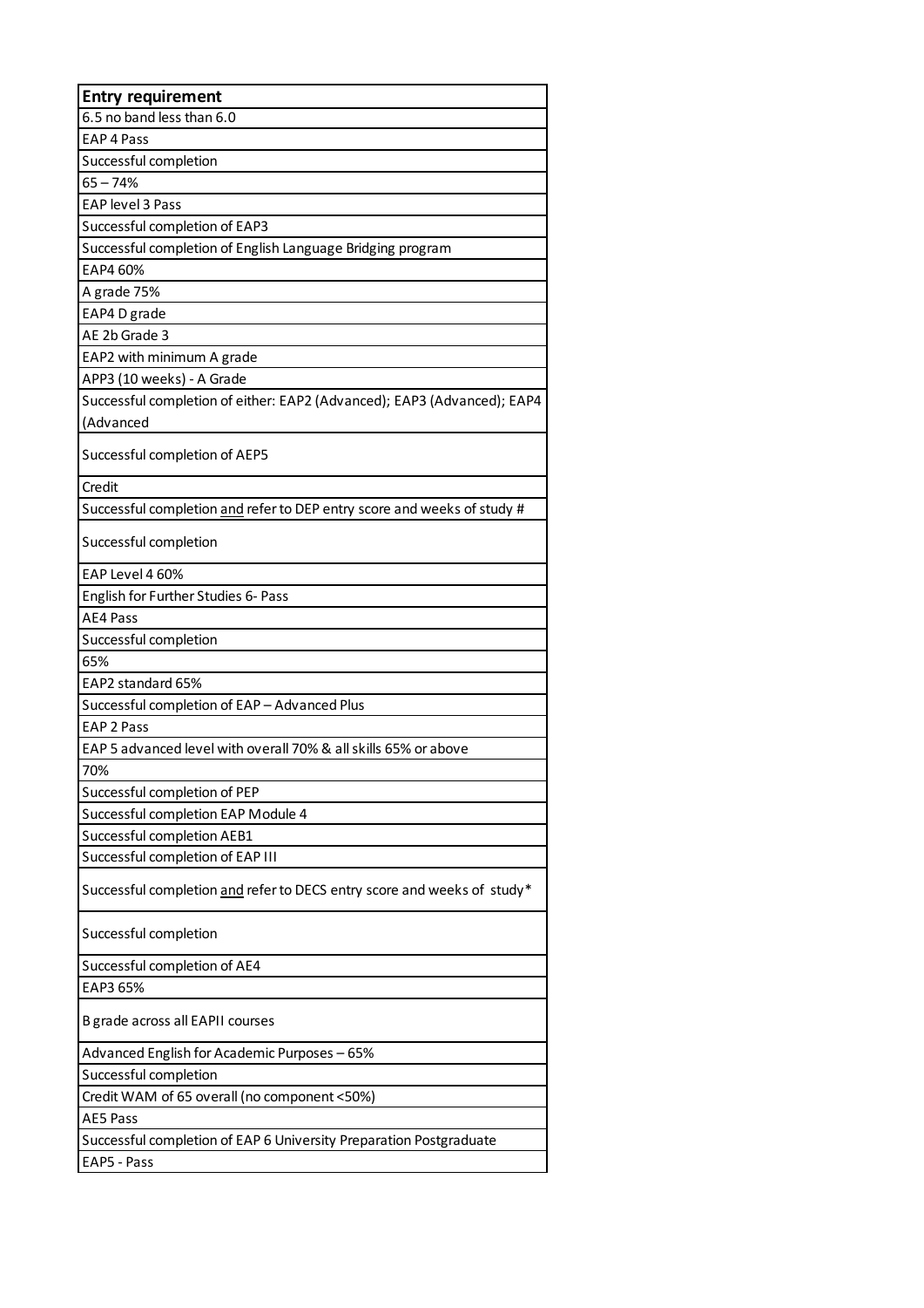| Entry requirement |
|---|
| 6.5 no band less than 6.0 |
| EAP 4 Pass |
| Successful completion |
| 65 – 74% |
| EAP level 3 Pass |
| Successful completion of EAP3 |
| Successful completion of English Language Bridging program |
| EAP4 60% |
| A grade 75% |
| EAP4 D grade |
| AE 2b Grade 3 |
| EAP2 with minimum A grade |
| APP3 (10 weeks) - A Grade |
| Successful completion of either: EAP2 (Advanced); EAP3 (Advanced); EAP4 (Advanced |
| Successful completion of AEP5 |
| Credit |
| Successful completion and refer to DEP entry score and weeks of study # |
| Successful completion |
| EAP Level 4 60% |
| English for Further Studies 6- Pass |
| AE4 Pass |
| Successful completion |
| 65% |
| EAP2 standard 65% |
| Successful completion of EAP – Advanced Plus |
| EAP 2 Pass |
| EAP 5 advanced level with overall 70% & all skills 65% or above |
| 70% |
| Successful completion of PEP |
| Successful completion EAP Module 4 |
| Successful completion AEB1 |
| Successful completion of EAP III |
| Successful completion and refer to DECS entry score and weeks of study* |
| Successful completion |
| Successful completion of AE4 |
| EAP3 65% |
| B grade across all EAPII courses |
| Advanced English for Academic Purposes – 65% |
| Successful completion |
| Credit WAM of 65 overall (no component <50%) |
| AE5 Pass |
| Successful completion of EAP 6 University Preparation Postgraduate |
| EAP5 - Pass |